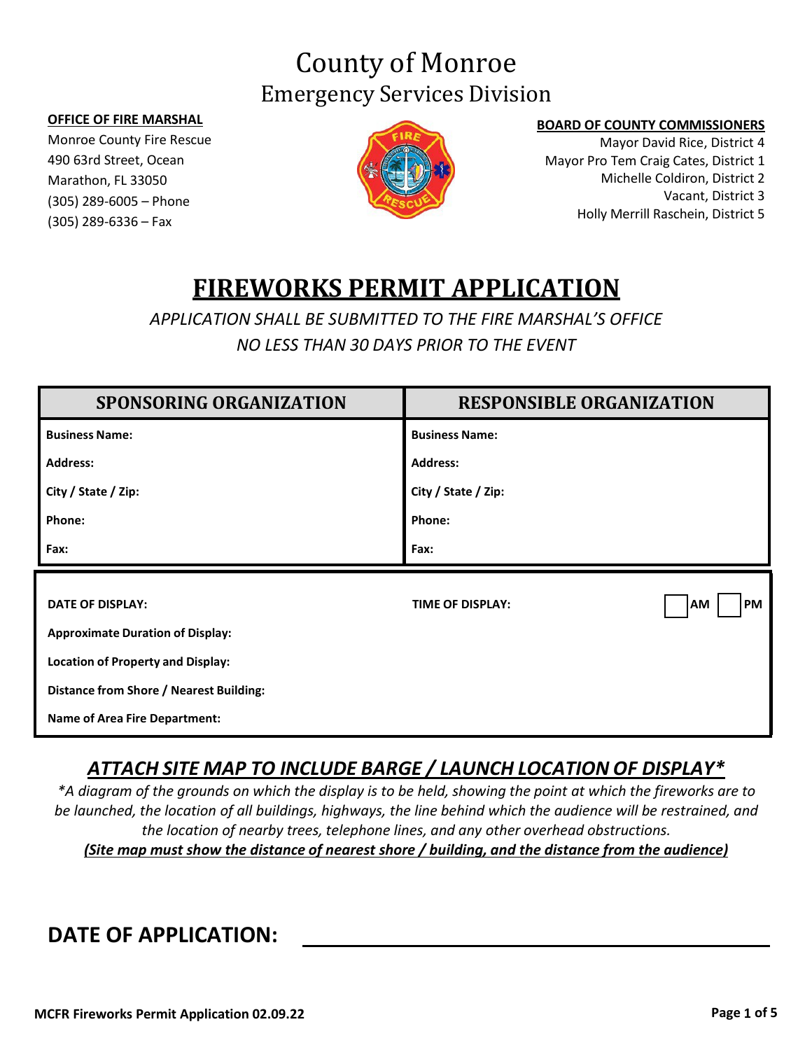# County of Monroe
## Emergency Services Division

**OFFICE OF FIRE MARSHAL**
Monroe County Fire Rescue
490 63rd Street, Ocean
Marathon, FL 33050
(305) 289-6005 – Phone
(305) 289-6336 – Fax

**BOARD OF COUNTY COMMISSIONERS**
Mayor David Rice, District 4
Mayor Pro Tem Craig Cates, District 1
Michelle Coldiron, District 2
Vacant, District 3
Holly Merrill Raschein, District 5

# FIREWORKS PERMIT APPLICATION

*APPLICATION SHALL BE SUBMITTED TO THE FIRE MARSHAL'S OFFICE NO LESS THAN 30 DAYS PRIOR TO THE EVENT*

| SPONSORING ORGANIZATION | RESPONSIBLE ORGANIZATION |
|---|---|
| **Business Name:** | **Business Name:** |
| **Address:** | **Address:** |
| **City / State / Zip:** | **City / State / Zip:** |
| **Phone:** | **Phone:** |
| **Fax:** | **Fax:** |

| | |
|---|---|
| **DATE OF DISPLAY:** | **TIME OF DISPLAY:** ☐ **AM** ☐ **PM** |
| **Approximate Duration of Display:** | |
| **Location of Property and Display:** | |
| **Distance from Shore / Nearest Building:** | |
| **Name of Area Fire Department:** | |

## *ATTACH SITE MAP TO INCLUDE BARGE / LAUNCH LOCATION OF DISPLAY**

**A diagram of the grounds on which the display is to be held, showing the point at which the fireworks are to be launched, the location of all buildings, highways, the line behind which the audience will be restrained, and the location of nearby trees, telephone lines, and any other overhead obstructions.*

***(Site map must show the distance of nearest shore / building, and the distance from the audience)***

## DATE OF APPLICATION: ______________________________

**MCFR Fireworks Permit Application 02.09.22**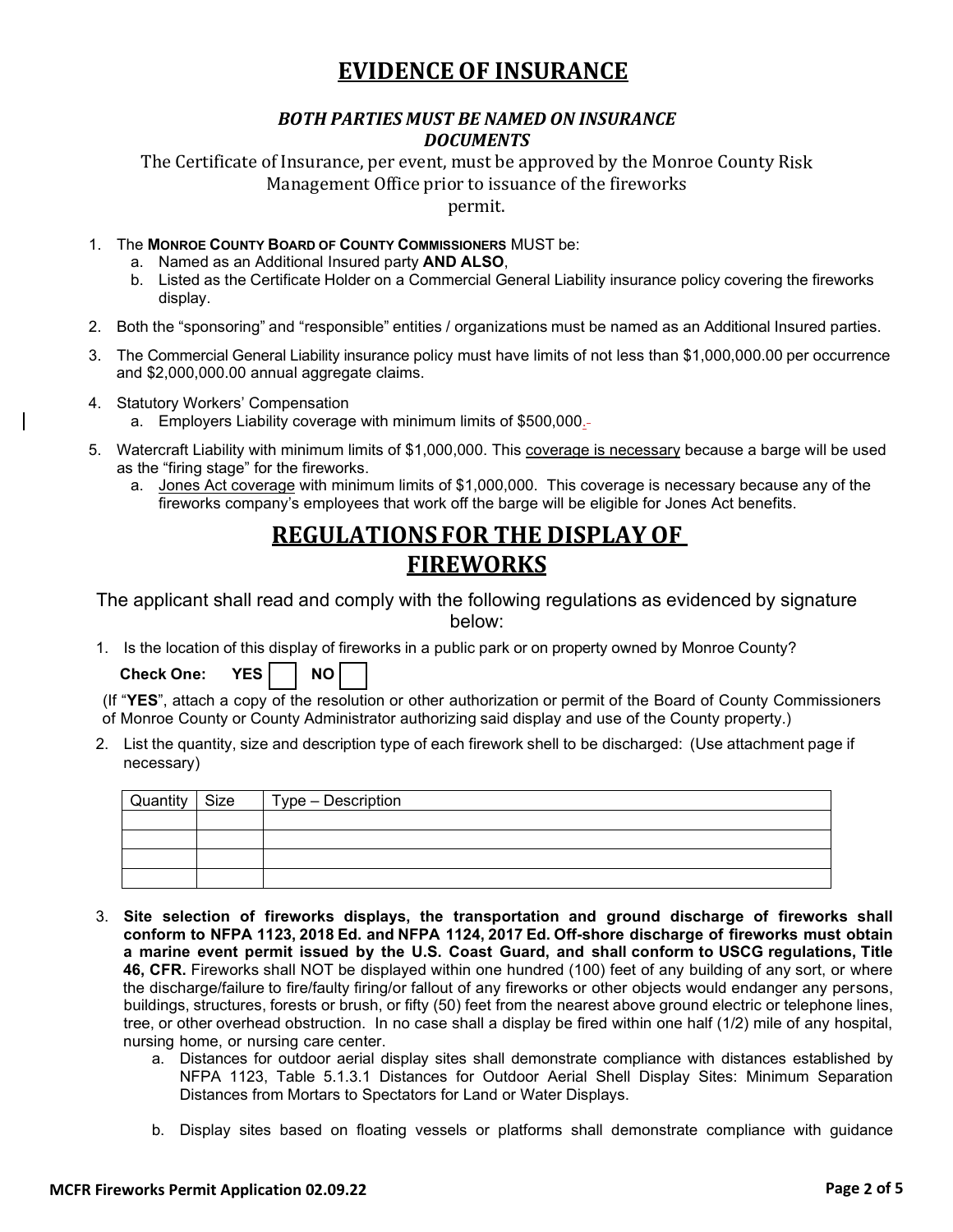# EVIDENCE OF INSURANCE

***BOTH PARTIES MUST BE NAMED ON INSURANCE DOCUMENTS***

The Certificate of Insurance, per event, must be approved by the Monroe County Risk Management Office prior to issuance of the fireworks permit.

1. The **MONROE COUNTY BOARD OF COUNTY COMMISSIONERS** MUST be:
   a. Named as an Additional Insured party **AND ALSO**,
   b. Listed as the Certificate Holder on a Commercial General Liability insurance policy covering the fireworks display.
2. Both the "sponsoring" and "responsible" entities / organizations must be named as an Additional Insured parties.
3. The Commercial General Liability insurance policy must have limits of not less than $1,000,000.00 per occurrence and $2,000,000.00 annual aggregate claims.
4. Statutory Workers' Compensation
   a. Employers Liability coverage with minimum limits of $500,000.
5. Watercraft Liability with minimum limits of $1,000,000. This coverage is necessary because a barge will be used as the "firing stage" for the fireworks.
   a. Jones Act coverage with minimum limits of $1,000,000. This coverage is necessary because any of the fireworks company's employees that work off the barge will be eligible for Jones Act benefits.

# REGULATIONS FOR THE DISPLAY OF FIREWORKS

The applicant shall read and comply with the following regulations as evidenced by signature below:

1. Is the location of this display of fireworks in a public park or on property owned by Monroe County?

   **Check One: YES** ☐ **NO** ☐

   (If "**YES**", attach a copy of the resolution or other authorization or permit of the Board of County Commissioners of Monroe County or County Administrator authorizing said display and use of the County property.)

2. List the quantity, size and description type of each firework shell to be discharged: (Use attachment page if necessary)

| Quantity | Size | Type – Description |
|---|---|---|
| | | |
| | | |
| | | |
| | | |

3. **Site selection of fireworks displays, the transportation and ground discharge of fireworks shall conform to NFPA 1123, 2018 Ed. and NFPA 1124, 2017 Ed. Off-shore discharge of fireworks must obtain a marine event permit issued by the U.S. Coast Guard, and shall conform to USCG regulations, Title 46, CFR.** Fireworks shall NOT be displayed within one hundred (100) feet of any building of any sort, or where the discharge/failure to fire/faulty firing/or fallout of any fireworks or other objects would endanger any persons, buildings, structures, forests or brush, or fifty (50) feet from the nearest above ground electric or telephone lines, tree, or other overhead obstruction. In no case shall a display be fired within one half (1/2) mile of any hospital, nursing home, or nursing care center.
   a. Distances for outdoor aerial display sites shall demonstrate compliance with distances established by NFPA 1123, Table 5.1.3.1 Distances for Outdoor Aerial Shell Display Sites: Minimum Separation Distances from Mortars to Spectators for Land or Water Displays.
   b. Display sites based on floating vessels or platforms shall demonstrate compliance with guidance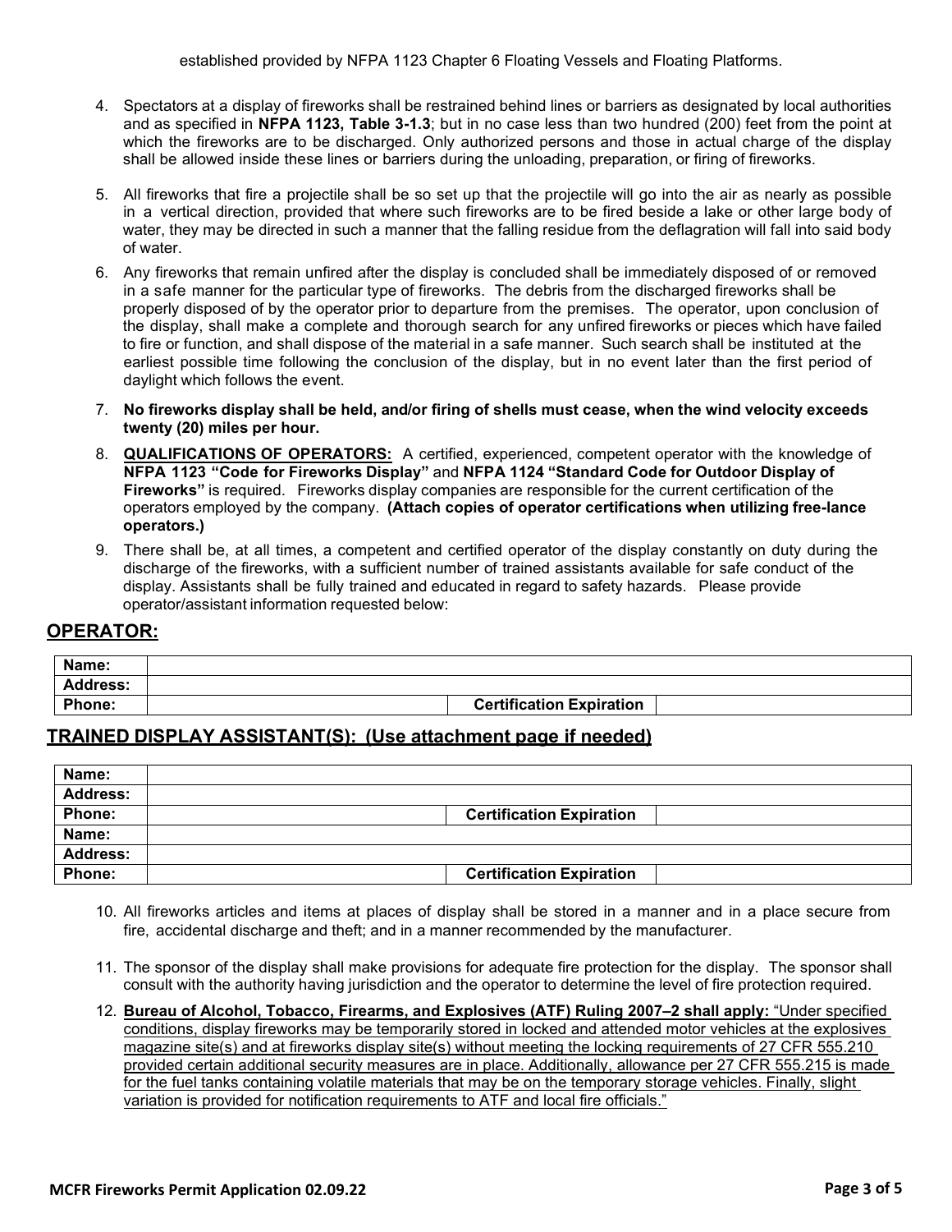established provided by NFPA 1123 Chapter 6 Floating Vessels and Floating Platforms.

4. Spectators at a display of fireworks shall be restrained behind lines or barriers as designated by local authorities and as specified in **NFPA 1123, Table 3-1.3**; but in no case less than two hundred (200) feet from the point at which the fireworks are to be discharged. Only authorized persons and those in actual charge of the display shall be allowed inside these lines or barriers during the unloading, preparation, or firing of fireworks.

5. All fireworks that fire a projectile shall be so set up that the projectile will go into the air as nearly as possible in a vertical direction, provided that where such fireworks are to be fired beside a lake or other large body of water, they may be directed in such a manner that the falling residue from the deflagration will fall into said body of water.

6. Any fireworks that remain unfired after the display is concluded shall be immediately disposed of or removed in a safe manner for the particular type of fireworks. The debris from the discharged fireworks shall be properly disposed of by the operator prior to departure from the premises. The operator, upon conclusion of the display, shall make a complete and thorough search for any unfired fireworks or pieces which have failed to fire or function, and shall dispose of the material in a safe manner. Such search shall be instituted at the earliest possible time following the conclusion of the display, but in no event later than the first period of daylight which follows the event.

7. **No fireworks display shall be held, and/or firing of shells must cease, when the wind velocity exceeds twenty (20) miles per hour.**

8. **QUALIFICATIONS OF OPERATORS:** A certified, experienced, competent operator with the knowledge of **NFPA 1123 "Code for Fireworks Display"** and **NFPA 1124 "Standard Code for Outdoor Display of Fireworks"** is required. Fireworks display companies are responsible for the current certification of the operators employed by the company. **(Attach copies of operator certifications when utilizing free-lance operators.)**

9. There shall be, at all times, a competent and certified operator of the display constantly on duty during the discharge of the fireworks, with a sufficient number of trained assistants available for safe conduct of the display. Assistants shall be fully trained and educated in regard to safety hazards. Please provide operator/assistant information requested below:

## OPERATOR:

| Name: | | | |
|---|---|---|---|
| **Address:** | | | |
| **Phone:** | | **Certification Expiration** | |

## TRAINED DISPLAY ASSISTANT(S): (Use attachment page if needed)

| Name: | | | |
|---|---|---|---|
| **Address:** | | | |
| **Phone:** | | **Certification Expiration** | |
| **Name:** | | | |
| **Address:** | | | |
| **Phone:** | | **Certification Expiration** | |

10. All fireworks articles and items at places of display shall be stored in a manner and in a place secure from fire, accidental discharge and theft; and in a manner recommended by the manufacturer.

11. The sponsor of the display shall make provisions for adequate fire protection for the display. The sponsor shall consult with the authority having jurisdiction and the operator to determine the level of fire protection required.

12. **Bureau of Alcohol, Tobacco, Firearms, and Explosives (ATF) Ruling 2007–2 shall apply:** "Under specified conditions, display fireworks may be temporarily stored in locked and attended motor vehicles at the explosives magazine site(s) and at fireworks display site(s) without meeting the locking requirements of 27 CFR 555.210 provided certain additional security measures are in place. Additionally, allowance per 27 CFR 555.215 is made for the fuel tanks containing volatile materials that may be on the temporary storage vehicles. Finally, slight variation is provided for notification requirements to ATF and local fire officials."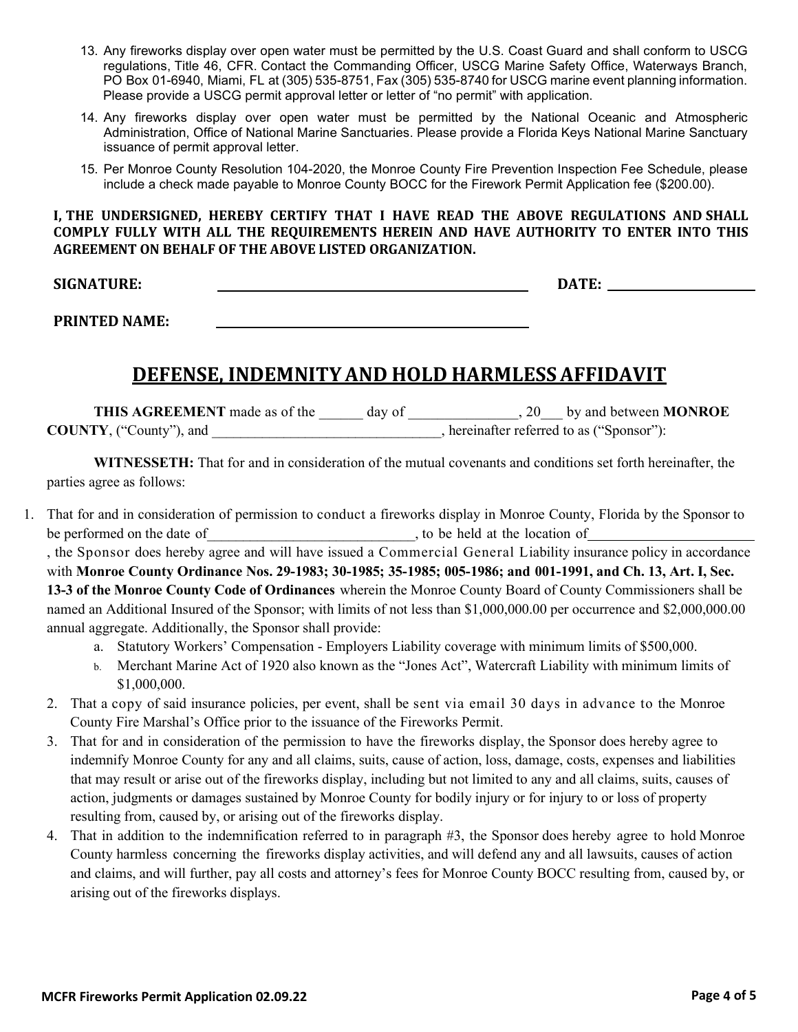13. Any fireworks display over open water must be permitted by the U.S. Coast Guard and shall conform to USCG regulations, Title 46, CFR. Contact the Commanding Officer, USCG Marine Safety Office, Waterways Branch, PO Box 01-6940, Miami, FL at (305) 535-8751, Fax (305) 535-8740 for USCG marine event planning information. Please provide a USCG permit approval letter or letter of "no permit" with application.
14. Any fireworks display over open water must be permitted by the National Oceanic and Atmospheric Administration, Office of National Marine Sanctuaries. Please provide a Florida Keys National Marine Sanctuary issuance of permit approval letter.
15. Per Monroe County Resolution 104-2020, the Monroe County Fire Prevention Inspection Fee Schedule, please include a check made payable to Monroe County BOCC for the Firework Permit Application fee ($200.00).

**I, THE UNDERSIGNED, HEREBY CERTIFY THAT I HAVE READ THE ABOVE REGULATIONS AND SHALL COMPLY FULLY WITH ALL THE REQUIREMENTS HEREIN AND HAVE AUTHORITY TO ENTER INTO THIS AGREEMENT ON BEHALF OF THE ABOVE LISTED ORGANIZATION.**

**SIGNATURE:** ______________________________ **DATE:** ______________

**PRINTED NAME:** ______________________________

## DEFENSE, INDEMNITY AND HOLD HARMLESS AFFIDAVIT

**THIS AGREEMENT** made as of the ______ day of _______________, 20___ by and between **MONROE COUNTY**, ("County"), and ________________________________, hereinafter referred to as ("Sponsor"):

**WITNESSETH:** That for and in consideration of the mutual covenants and conditions set forth hereinafter, the parties agree as follows:

1. That for and in consideration of permission to conduct a fireworks display in Monroe County, Florida by the Sponsor to be performed on the date of____________________________, to be held at the location of______________________, the Sponsor does hereby agree and will have issued a Commercial General Liability insurance policy in accordance with **Monroe County Ordinance Nos. 29-1983; 30-1985; 35-1985; 005-1986; and 001-1991, and Ch. 13, Art. I, Sec. 13-3 of the Monroe County Code of Ordinances** wherein the Monroe County Board of County Commissioners shall be named an Additional Insured of the Sponsor; with limits of not less than $1,000,000.00 per occurrence and $2,000,000.00 annual aggregate. Additionally, the Sponsor shall provide:
   a. Statutory Workers' Compensation - Employers Liability coverage with minimum limits of $500,000.
   b. Merchant Marine Act of 1920 also known as the "Jones Act", Watercraft Liability with minimum limits of $1,000,000.
2. That a copy of said insurance policies, per event, shall be sent via email 30 days in advance to the Monroe County Fire Marshal's Office prior to the issuance of the Fireworks Permit.
3. That for and in consideration of the permission to have the fireworks display, the Sponsor does hereby agree to indemnify Monroe County for any and all claims, suits, cause of action, loss, damage, costs, expenses and liabilities that may result or arise out of the fireworks display, including but not limited to any and all claims, suits, causes of action, judgments or damages sustained by Monroe County for bodily injury or for injury to or loss of property resulting from, caused by, or arising out of the fireworks display.
4. That in addition to the indemnification referred to in paragraph #3, the Sponsor does hereby agree to hold Monroe County harmless concerning the fireworks display activities, and will defend any and all lawsuits, causes of action and claims, and will further, pay all costs and attorney's fees for Monroe County BOCC resulting from, caused by, or arising out of the fireworks displays.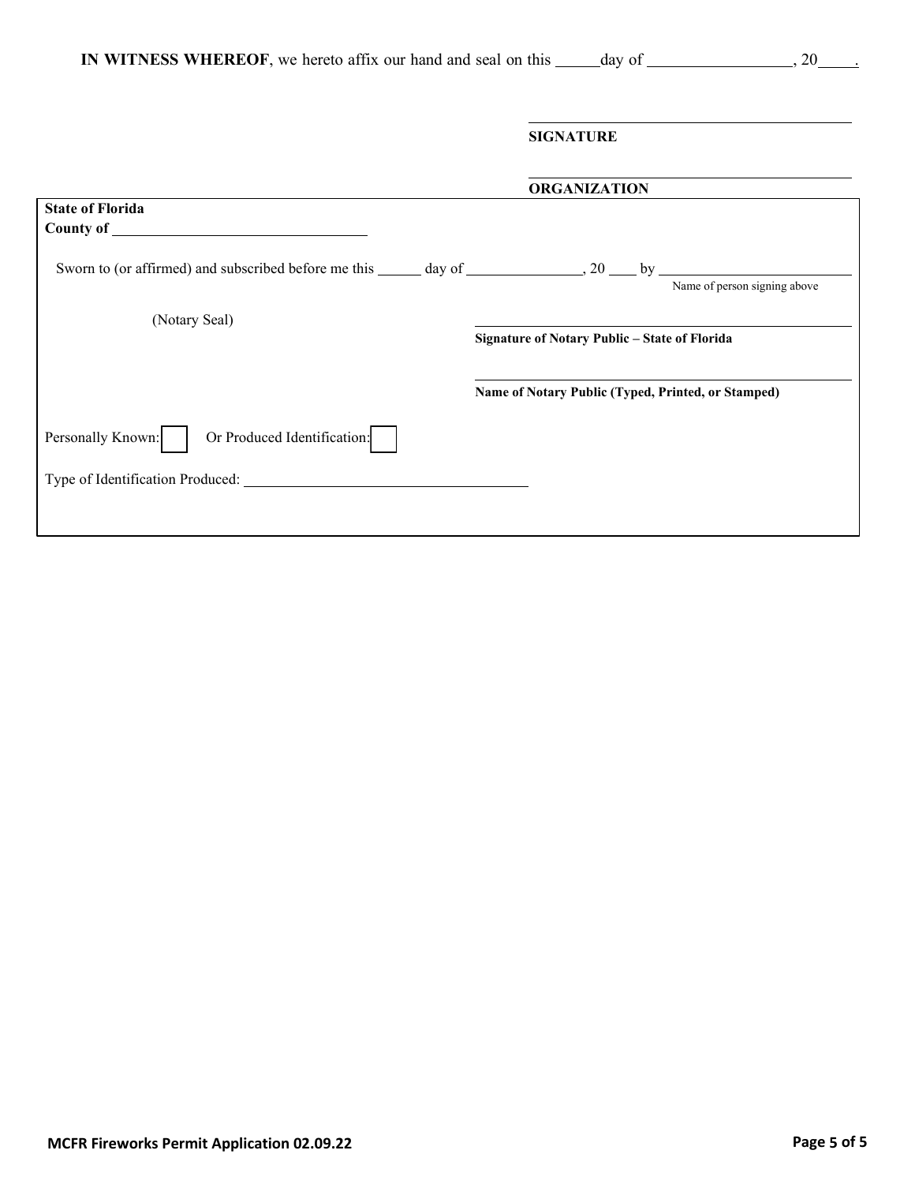**IN WITNESS WHEREOF**, we hereto affix our hand and seal on this _____day of _________________, 20____.

_______________________________________
**SIGNATURE**

_______________________________________
**ORGANIZATION**

**State of Florida**
**County of** ________________________________

Sworn to (or affirmed) and subscribed before me this ______ day of _______________, 20 ____ by __________________________
Name of person signing above

(Notary Seal)

_______________________________________
**Signature of Notary Public – State of Florida**

_______________________________________
**Name of Notary Public (Typed, Printed, or Stamped)**

Personally Known: ☐ Or Produced Identification: ☐

Type of Identification Produced: ____________________________________